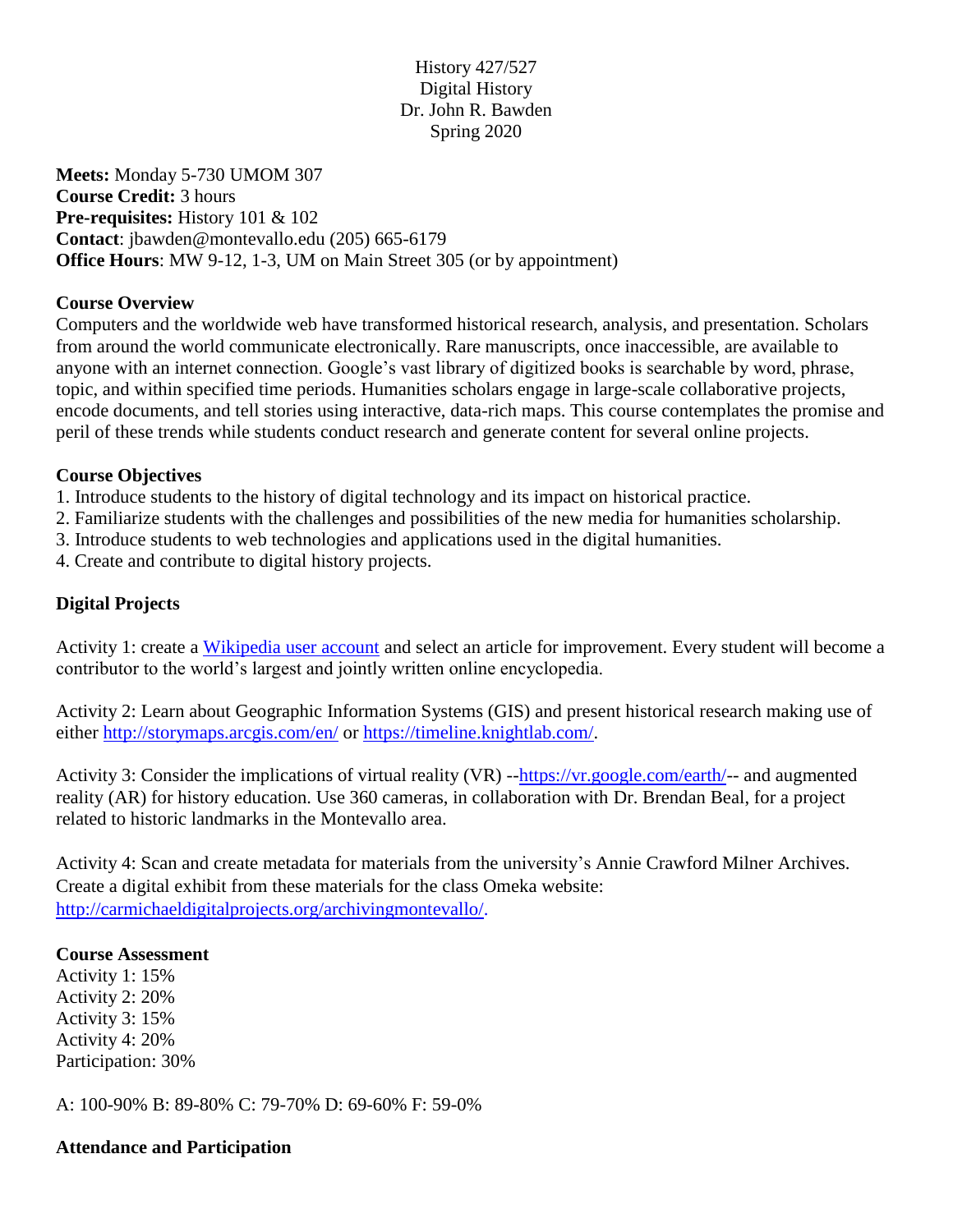History 427/527
Digital History
Dr. John R. Bawden
Spring 2020

**Meets:** Monday 5-730 UMOM 307
**Course Credit:** 3 hours
**Pre-requisites:** History 101 & 102
**Contact**: jbawden@montevallo.edu (205) 665-6179
**Office Hours**: MW 9-12, 1-3, UM on Main Street 305 (or by appointment)

## Course Overview

Computers and the worldwide web have transformed historical research, analysis, and presentation. Scholars from around the world communicate electronically. Rare manuscripts, once inaccessible, are available to anyone with an internet connection. Google's vast library of digitized books is searchable by word, phrase, topic, and within specified time periods. Humanities scholars engage in large-scale collaborative projects, encode documents, and tell stories using interactive, data-rich maps. This course contemplates the promise and peril of these trends while students conduct research and generate content for several online projects.

## Course Objectives

1. Introduce students to the history of digital technology and its impact on historical practice.
2. Familiarize students with the challenges and possibilities of the new media for humanities scholarship.
3. Introduce students to web technologies and applications used in the digital humanities.
4. Create and contribute to digital history projects.

## Digital Projects

Activity 1: create a Wikipedia user account and select an article for improvement. Every student will become a contributor to the world's largest and jointly written online encyclopedia.

Activity 2: Learn about Geographic Information Systems (GIS) and present historical research making use of either http://storymaps.arcgis.com/en/ or https://timeline.knightlab.com/.

Activity 3: Consider the implications of virtual reality (VR) --https://vr.google.com/earth/-- and augmented reality (AR) for history education. Use 360 cameras, in collaboration with Dr. Brendan Beal, for a project related to historic landmarks in the Montevallo area.

Activity 4: Scan and create metadata for materials from the university's Annie Crawford Milner Archives. Create a digital exhibit from these materials for the class Omeka website: http://carmichaeldigitalprojects.org/archivingmontevallo/.

## Course Assessment

Activity 1: 15%
Activity 2: 20%
Activity 3: 15%
Activity 4: 20%
Participation: 30%

A: 100-90% B: 89-80% C: 79-70% D: 69-60% F: 59-0%

## Attendance and Participation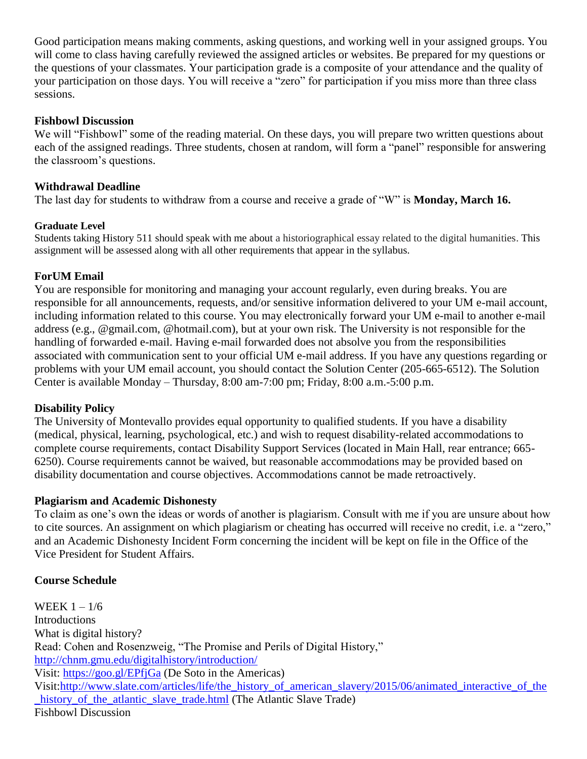Good participation means making comments, asking questions, and working well in your assigned groups. You will come to class having carefully reviewed the assigned articles or websites. Be prepared for my questions or the questions of your classmates. Your participation grade is a composite of your attendance and the quality of your participation on those days. You will receive a "zero" for participation if you miss more than three class sessions.

### Fishbowl Discussion

We will "Fishbowl" some of the reading material. On these days, you will prepare two written questions about each of the assigned readings. Three students, chosen at random, will form a "panel" responsible for answering the classroom's questions.

### Withdrawal Deadline

The last day for students to withdraw from a course and receive a grade of "W" is **Monday, March 16.**

### Graduate Level

Students taking History 511 should speak with me about a historiographical essay related to the digital humanities. This assignment will be assessed along with all other requirements that appear in the syllabus.

### ForUM Email

You are responsible for monitoring and managing your account regularly, even during breaks. You are responsible for all announcements, requests, and/or sensitive information delivered to your UM e-mail account, including information related to this course. You may electronically forward your UM e-mail to another e-mail address (e.g., @gmail.com, @hotmail.com), but at your own risk. The University is not responsible for the handling of forwarded e-mail. Having e-mail forwarded does not absolve you from the responsibilities associated with communication sent to your official UM e-mail address. If you have any questions regarding or problems with your UM email account, you should contact the Solution Center (205-665-6512). The Solution Center is available Monday – Thursday, 8:00 am-7:00 pm; Friday, 8:00 a.m.-5:00 p.m.

### Disability Policy

The University of Montevallo provides equal opportunity to qualified students. If you have a disability (medical, physical, learning, psychological, etc.) and wish to request disability-related accommodations to complete course requirements, contact Disability Support Services (located in Main Hall, rear entrance; 665-6250). Course requirements cannot be waived, but reasonable accommodations may be provided based on disability documentation and course objectives. Accommodations cannot be made retroactively.

### Plagiarism and Academic Dishonesty

To claim as one's own the ideas or words of another is plagiarism. Consult with me if you are unsure about how to cite sources. An assignment on which plagiarism or cheating has occurred will receive no credit, i.e. a "zero," and an Academic Dishonesty Incident Form concerning the incident will be kept on file in the Office of the Vice President for Student Affairs.

### Course Schedule

WEEK 1 – 1/6
Introductions
What is digital history?
Read: Cohen and Rosenzweig, "The Promise and Perils of Digital History,"
http://chnm.gmu.edu/digitalhistory/introduction/
Visit: https://goo.gl/EPfjGa (De Soto in the Americas)
Visit:http://www.slate.com/articles/life/the_history_of_american_slavery/2015/06/animated_interactive_of_the_history_of_the_atlantic_slave_trade.html (The Atlantic Slave Trade)
Fishbowl Discussion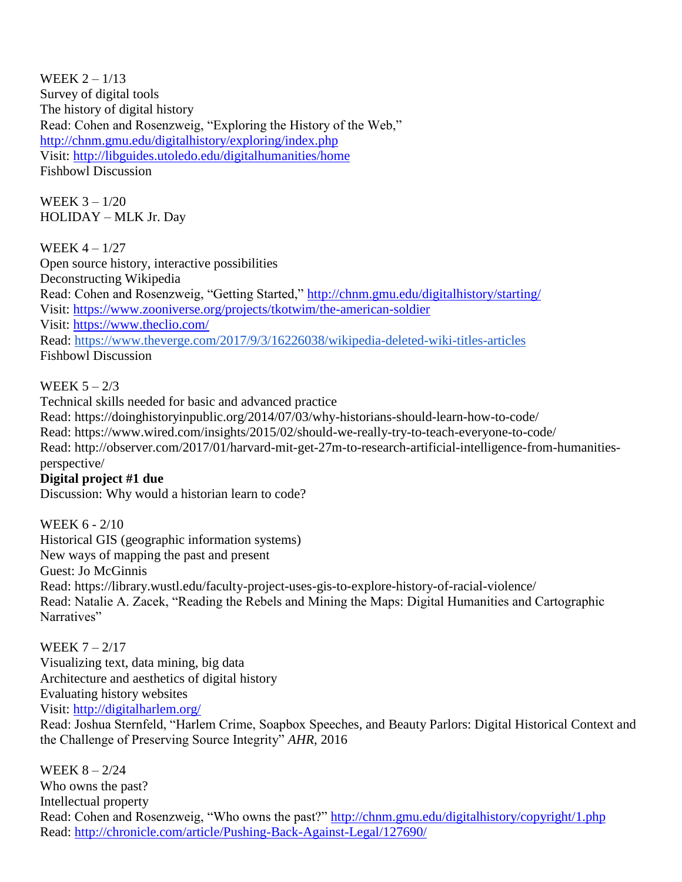WEEK 2 – 1/13
Survey of digital tools
The history of digital history
Read: Cohen and Rosenzweig, "Exploring the History of the Web," http://chnm.gmu.edu/digitalhistory/exploring/index.php
Visit: http://libguides.utoledo.edu/digitalhumanities/home
Fishbowl Discussion

WEEK 3 – 1/20
HOLIDAY – MLK Jr. Day

WEEK 4 – 1/27
Open source history, interactive possibilities
Deconstructing Wikipedia
Read: Cohen and Rosenzweig, "Getting Started," http://chnm.gmu.edu/digitalhistory/starting/
Visit: https://www.zooniverse.org/projects/tkotwim/the-american-soldier
Visit: https://www.theclio.com/
Read: https://www.theverge.com/2017/9/3/16226038/wikipedia-deleted-wiki-titles-articles
Fishbowl Discussion

WEEK 5 – 2/3
Technical skills needed for basic and advanced practice
Read: https://doinghistoryinpublic.org/2014/07/03/why-historians-should-learn-how-to-code/
Read: https://www.wired.com/insights/2015/02/should-we-really-try-to-teach-everyone-to-code/
Read: http://observer.com/2017/01/harvard-mit-get-27m-to-research-artificial-intelligence-from-humanities-perspective/
**Digital project #1 due**
Discussion: Why would a historian learn to code?

WEEK 6 - 2/10
Historical GIS (geographic information systems)
New ways of mapping the past and present
Guest: Jo McGinnis
Read: https://library.wustl.edu/faculty-project-uses-gis-to-explore-history-of-racial-violence/
Read: Natalie A. Zacek, "Reading the Rebels and Mining the Maps: Digital Humanities and Cartographic Narratives"

WEEK 7 – 2/17
Visualizing text, data mining, big data
Architecture and aesthetics of digital history
Evaluating history websites
Visit: http://digitalharlem.org/
Read: Joshua Sternfeld, "Harlem Crime, Soapbox Speeches, and Beauty Parlors: Digital Historical Context and the Challenge of Preserving Source Integrity" *AHR*, 2016

WEEK 8 – 2/24
Who owns the past?
Intellectual property
Read: Cohen and Rosenzweig, "Who owns the past?" http://chnm.gmu.edu/digitalhistory/copyright/1.php
Read: http://chronicle.com/article/Pushing-Back-Against-Legal/127690/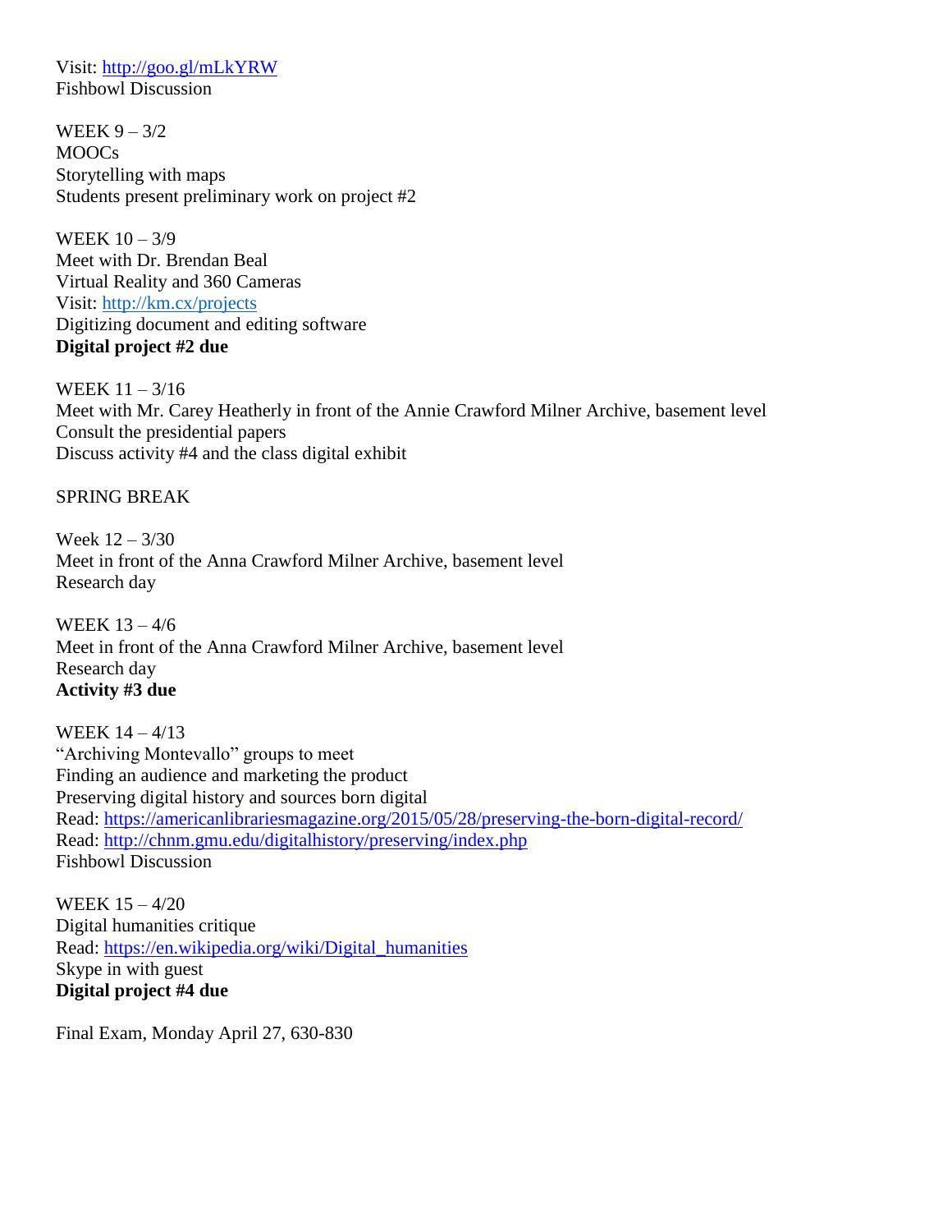Visit: http://goo.gl/mLkYRW
Fishbowl Discussion

WEEK 9 – 3/2
MOOCs
Storytelling with maps
Students present preliminary work on project #2

WEEK 10 – 3/9
Meet with Dr. Brendan Beal
Virtual Reality and 360 Cameras
Visit: http://km.cx/projects
Digitizing document and editing software
**Digital project #2 due**

WEEK 11 – 3/16
Meet with Mr. Carey Heatherly in front of the Annie Crawford Milner Archive, basement level
Consult the presidential papers
Discuss activity #4 and the class digital exhibit

SPRING BREAK

Week 12 – 3/30
Meet in front of the Anna Crawford Milner Archive, basement level
Research day

WEEK 13 – 4/6
Meet in front of the Anna Crawford Milner Archive, basement level
Research day
**Activity #3 due**

WEEK 14 – 4/13
"Archiving Montevallo" groups to meet
Finding an audience and marketing the product
Preserving digital history and sources born digital
Read: https://americanlibrariesmagazine.org/2015/05/28/preserving-the-born-digital-record/
Read: http://chnm.gmu.edu/digitalhistory/preserving/index.php
Fishbowl Discussion

WEEK 15 – 4/20
Digital humanities critique
Read: https://en.wikipedia.org/wiki/Digital_humanities
Skype in with guest
**Digital project #4 due**

Final Exam, Monday April 27, 630-830